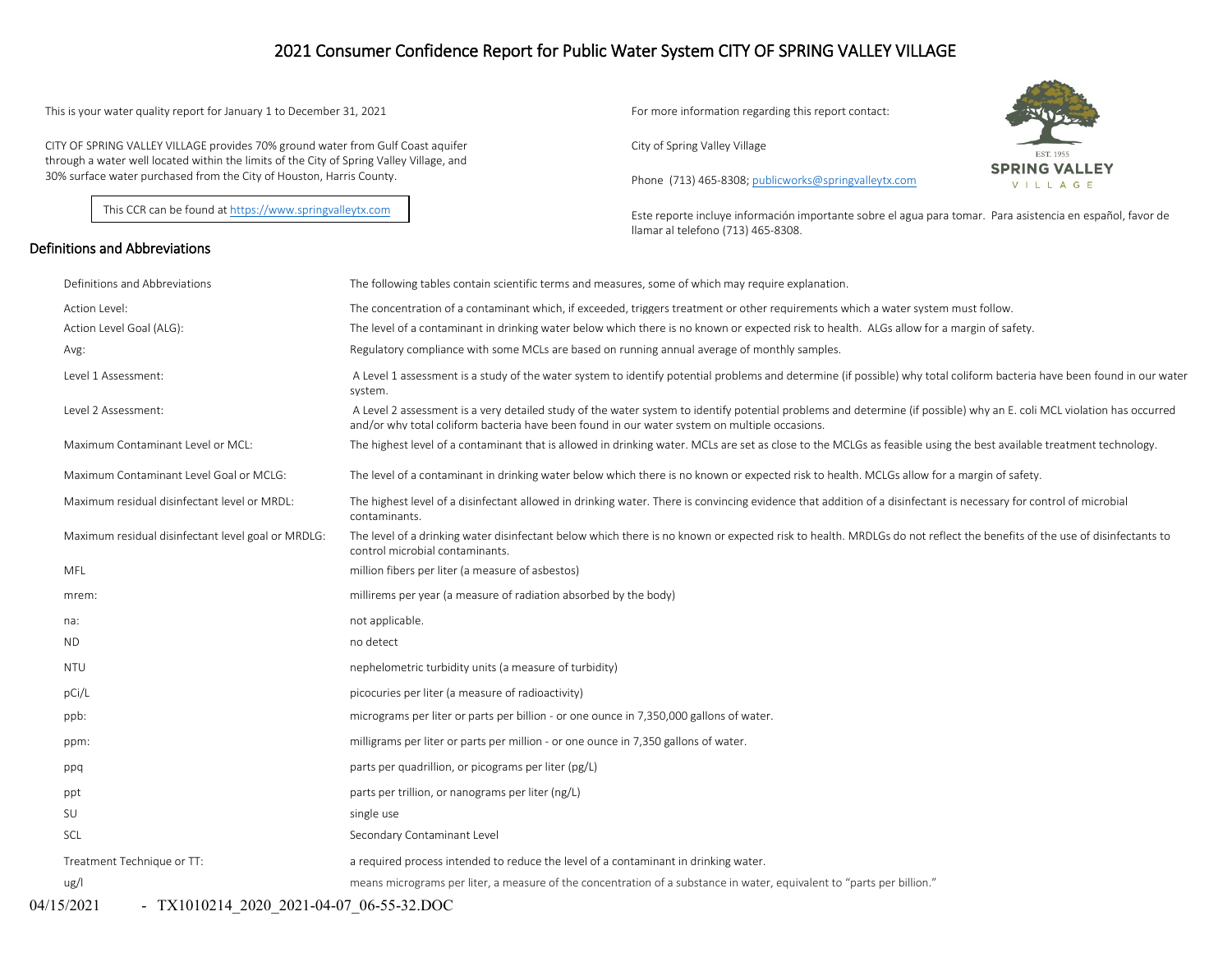# 2021 Consumer Confidence Report for Public Water System CITY OF SPRING VALLEY VILLAGE

This is your water quality report for January 1 to December 31, 2021

CITY OF SPRING VALLEY VILLAGE provides 70% ground water from Gulf Coast aquifer through a water well located within the limits of the City of Spring Valley Village, and 30% surface water purchased from the City of Houston, Harris County.

This CCR can be found at https://www.springvalleytx.com

For more information regarding this report contact:

City of Spring Valley Village

Phone (713) 465-8308; publicworks@springvalleytx.com

Este reporte incluye información importante sobre el agua para tomar. Para asistencia en español, favor de llamar al telefono (713) 465-8308.

## Definitions and Abbreviations

| Definitions and Abbreviations | The following tables contain scientific terms and measures, some of which may require explanation. |
|---|---|
| Action Level: | The concentration of a contaminant which, if exceeded, triggers treatment or other requirements which a water system must follow. |
| Action Level Goal (ALG): | The level of a contaminant in drinking water below which there is no known or expected risk to health. ALGs allow for a margin of safety. |
| Avg: | Regulatory compliance with some MCLs are based on running annual average of monthly samples. |
| Level 1 Assessment: | A Level 1 assessment is a study of the water system to identify potential problems and determine (if possible) why total coliform bacteria have been found in our water system. |
| Level 2 Assessment: | A Level 2 assessment is a very detailed study of the water system to identify potential problems and determine (if possible) why an E. coli MCL violation has occurred and/or why total coliform bacteria have been found in our water system on multiple occasions. |
| Maximum Contaminant Level or MCL: | The highest level of a contaminant that is allowed in drinking water. MCLs are set as close to the MCLGs as feasible using the best available treatment technology. |
| Maximum Contaminant Level Goal or MCLG: | The level of a contaminant in drinking water below which there is no known or expected risk to health. MCLGs allow for a margin of safety. |
| Maximum residual disinfectant level or MRDL: | The highest level of a disinfectant allowed in drinking water. There is convincing evidence that addition of a disinfectant is necessary for control of microbial contaminants. |
| Maximum residual disinfectant level goal or MRDLG: | The level of a drinking water disinfectant below which there is no known or expected risk to health. MRDLGs do not reflect the benefits of the use of disinfectants to control microbial contaminants. |
| MFL | million fibers per liter (a measure of asbestos) |
| mrem: | millirems per year (a measure of radiation absorbed by the body) |
| na: | not applicable. |
| ND | no detect |
| NTU | nephelometric turbidity units (a measure of turbidity) |
| pCi/L | picocuries per liter (a measure of radioactivity) |
| ppb: | micrograms per liter or parts per billion - or one ounce in 7,350,000 gallons of water. |
| ppm: | milligrams per liter or parts per million - or one ounce in 7,350 gallons of water. |
| ppq | parts per quadrillion, or picograms per liter (pg/L) |
| ppt | parts per trillion, or nanograms per liter (ng/L) |
| SU | single use |
| SCL | Secondary Contaminant Level |
| Treatment Technique or TT: | a required process intended to reduce the level of a contaminant in drinking water. |
| ug/l | means micrograms per liter, a measure of the concentration of a substance in water, equivalent to "parts per billion." |

04/15/2021 - TX1010214_2020_2021-04-07_06-55-32.DOC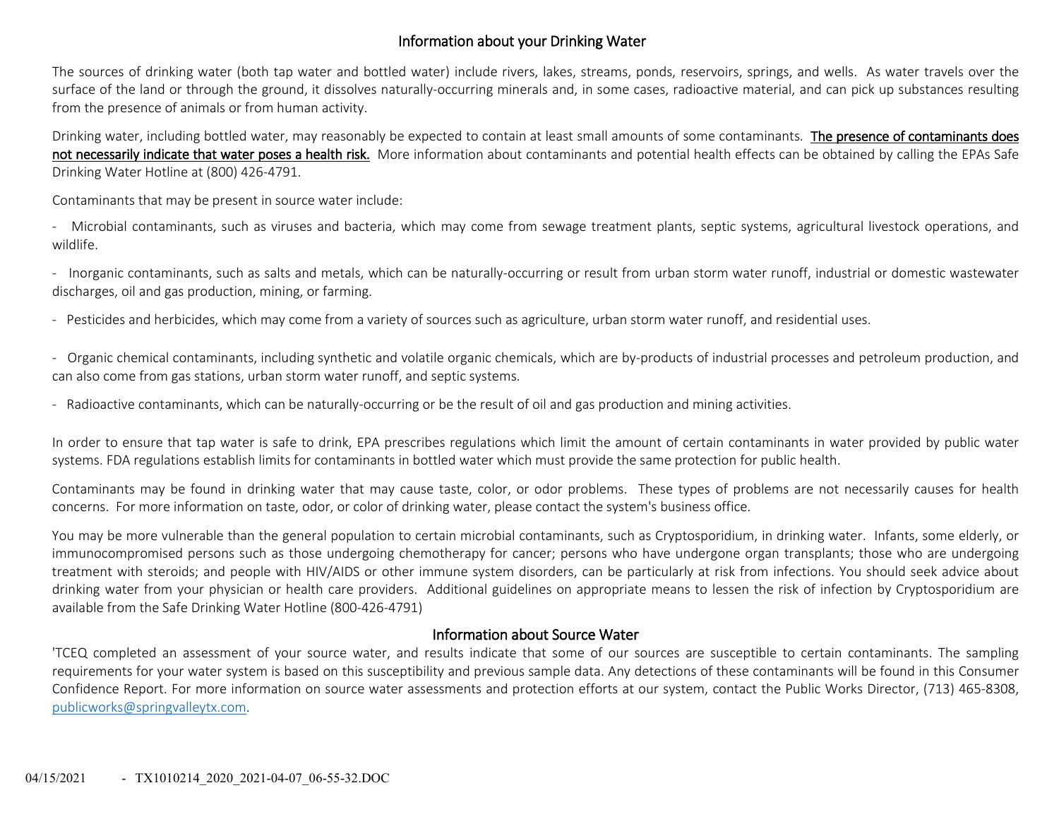## Information about your Drinking Water

The sources of drinking water (both tap water and bottled water) include rivers, lakes, streams, ponds, reservoirs, springs, and wells. As water travels over the surface of the land or through the ground, it dissolves naturally-occurring minerals and, in some cases, radioactive material, and can pick up substances resulting from the presence of animals or from human activity.

Drinking water, including bottled water, may reasonably be expected to contain at least small amounts of some contaminants. **The presence of contaminants does not necessarily indicate that water poses a health risk.** More information about contaminants and potential health effects can be obtained by calling the EPAs Safe Drinking Water Hotline at (800) 426-4791.

Contaminants that may be present in source water include:

- Microbial contaminants, such as viruses and bacteria, which may come from sewage treatment plants, septic systems, agricultural livestock operations, and wildlife.

- Inorganic contaminants, such as salts and metals, which can be naturally-occurring or result from urban storm water runoff, industrial or domestic wastewater discharges, oil and gas production, mining, or farming.

- Pesticides and herbicides, which may come from a variety of sources such as agriculture, urban storm water runoff, and residential uses.

- Organic chemical contaminants, including synthetic and volatile organic chemicals, which are by-products of industrial processes and petroleum production, and can also come from gas stations, urban storm water runoff, and septic systems.

- Radioactive contaminants, which can be naturally-occurring or be the result of oil and gas production and mining activities.

In order to ensure that tap water is safe to drink, EPA prescribes regulations which limit the amount of certain contaminants in water provided by public water systems. FDA regulations establish limits for contaminants in bottled water which must provide the same protection for public health.

Contaminants may be found in drinking water that may cause taste, color, or odor problems. These types of problems are not necessarily causes for health concerns. For more information on taste, odor, or color of drinking water, please contact the system's business office.

You may be more vulnerable than the general population to certain microbial contaminants, such as Cryptosporidium, in drinking water. Infants, some elderly, or immunocompromised persons such as those undergoing chemotherapy for cancer; persons who have undergone organ transplants; those who are undergoing treatment with steroids; and people with HIV/AIDS or other immune system disorders, can be particularly at risk from infections. You should seek advice about drinking water from your physician or health care providers. Additional guidelines on appropriate means to lessen the risk of infection by Cryptosporidium are available from the Safe Drinking Water Hotline (800-426-4791)

## Information about Source Water

'TCEQ completed an assessment of your source water, and results indicate that some of our sources are susceptible to certain contaminants. The sampling requirements for your water system is based on this susceptibility and previous sample data. Any detections of these contaminants will be found in this Consumer Confidence Report. For more information on source water assessments and protection efforts at our system, contact the Public Works Director, (713) 465-8308, publicworks@springvalleytx.com.

04/15/2021 - TX1010214_2020_2021-04-07_06-55-32.DOC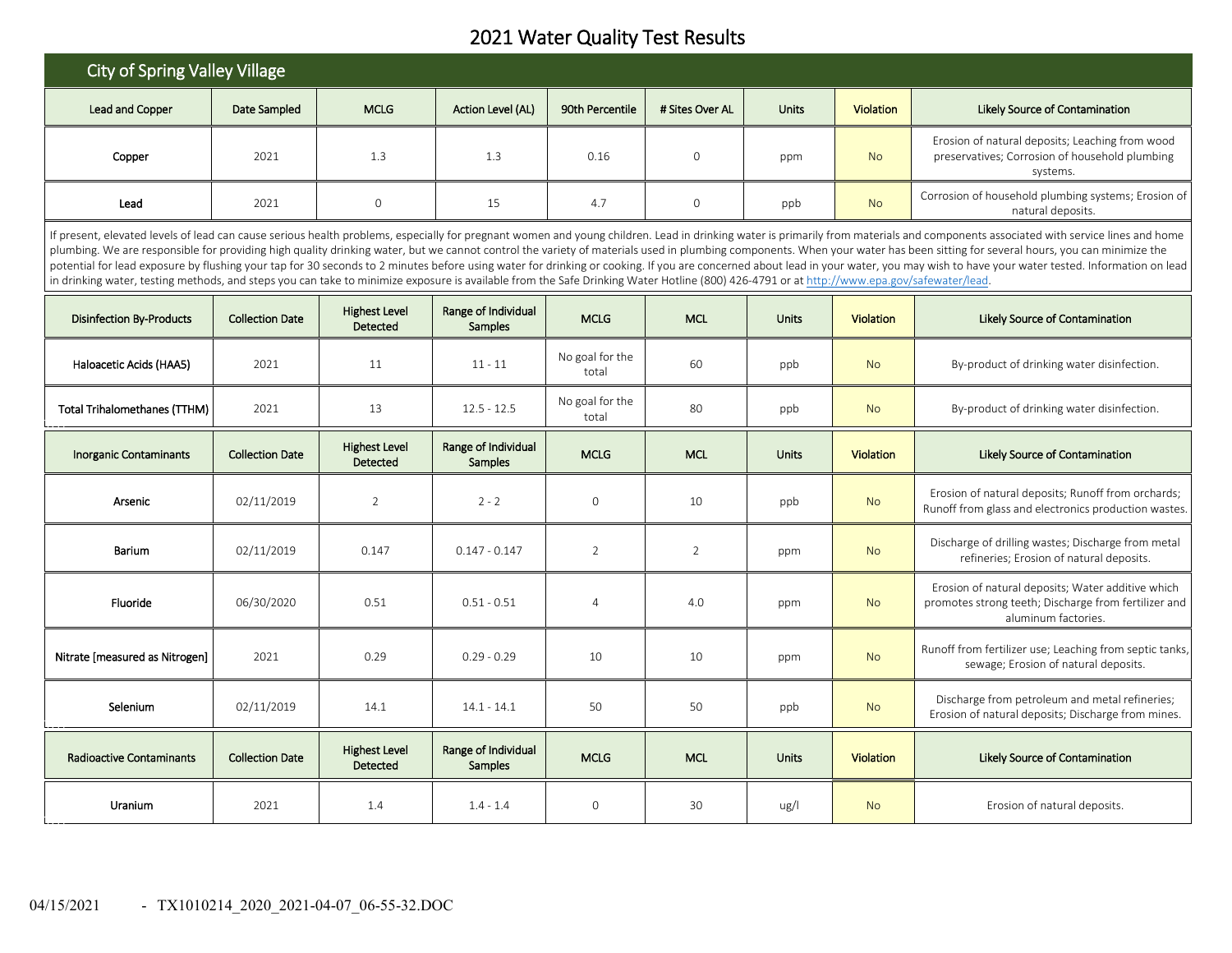# 2021 Water Quality Test Results

## City of Spring Valley Village

| Lead and Copper | Date Sampled | MCLG | Action Level (AL) | 90th Percentile | # Sites Over AL | Units | Violation | Likely Source of Contamination |
|---|---|---|---|---|---|---|---|---|
| Copper | 2021 | 1.3 | 1.3 | 0.16 | 0 | ppm | No | Erosion of natural deposits; Leaching from wood preservatives; Corrosion of household plumbing systems. |
| Lead | 2021 | 0 | 15 | 4.7 | 0 | ppb | No | Corrosion of household plumbing systems; Erosion of natural deposits. |

If present, elevated levels of lead can cause serious health problems, especially for pregnant women and young children. Lead in drinking water is primarily from materials and components associated with service lines and home plumbing. We are responsible for providing high quality drinking water, but we cannot control the variety of materials used in plumbing components. When your water has been sitting for several hours, you can minimize the potential for lead exposure by flushing your tap for 30 seconds to 2 minutes before using water for drinking or cooking. If you are concerned about lead in your water, you may wish to have your water tested. Information on lead in drinking water, testing methods, and steps you can take to minimize exposure is available from the Safe Drinking Water Hotline (800) 426-4791 or at http://www.epa.gov/safewater/lead.

| Disinfection By-Products | Collection Date | Highest Level Detected | Range of Individual Samples | MCLG | MCL | Units | Violation | Likely Source of Contamination |
|---|---|---|---|---|---|---|---|---|
| Haloacetic Acids (HAA5) | 2021 | 11 | 11 - 11 | No goal for the total | 60 | ppb | No | By-product of drinking water disinfection. |
| Total Trihalomethanes (TTHM) | 2021 | 13 | 12.5 - 12.5 | No goal for the total | 80 | ppb | No | By-product of drinking water disinfection. |

| Inorganic Contaminants | Collection Date | Highest Level Detected | Range of Individual Samples | MCLG | MCL | Units | Violation | Likely Source of Contamination |
|---|---|---|---|---|---|---|---|---|
| Arsenic | 02/11/2019 | 2 | 2 - 2 | 0 | 10 | ppb | No | Erosion of natural deposits; Runoff from orchards; Runoff from glass and electronics production wastes. |
| Barium | 02/11/2019 | 0.147 | 0.147 - 0.147 | 2 | 2 | ppm | No | Discharge of drilling wastes; Discharge from metal refineries; Erosion of natural deposits. |
| Fluoride | 06/30/2020 | 0.51 | 0.51 - 0.51 | 4 | 4.0 | ppm | No | Erosion of natural deposits; Water additive which promotes strong teeth; Discharge from fertilizer and aluminum factories. |
| Nitrate [measured as Nitrogen] | 2021 | 0.29 | 0.29 - 0.29 | 10 | 10 | ppm | No | Runoff from fertilizer use; Leaching from septic tanks, sewage; Erosion of natural deposits. |
| Selenium | 02/11/2019 | 14.1 | 14.1 - 14.1 | 50 | 50 | ppb | No | Discharge from petroleum and metal refineries; Erosion of natural deposits; Discharge from mines. |

| Radioactive Contaminants | Collection Date | Highest Level Detected | Range of Individual Samples | MCLG | MCL | Units | Violation | Likely Source of Contamination |
|---|---|---|---|---|---|---|---|---|
| Uranium | 2021 | 1.4 | 1.4 - 1.4 | 0 | 30 | ug/l | No | Erosion of natural deposits. |

04/15/2021 - TX1010214_2020_2021-04-07_06-55-32.DOC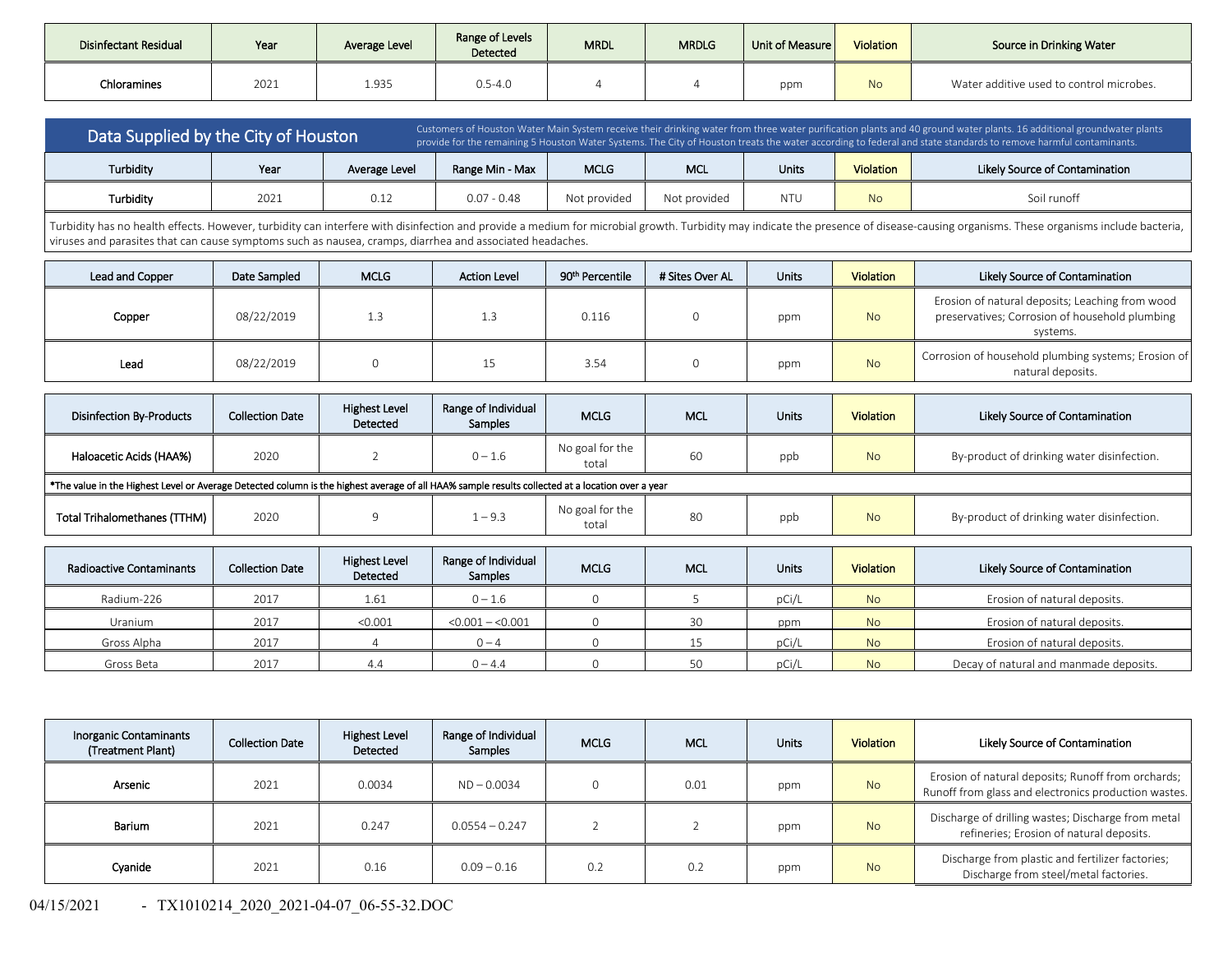| Disinfectant Residual | Year | Average Level | Range of Levels Detected | MRDL | MRDLG | Unit of Measure | Violation | Source in Drinking Water |
|---|---|---|---|---|---|---|---|---|
| Chloramines | 2021 | 1.935 | 0.5-4.0 | 4 | 4 | ppm | No | Water additive used to control microbes. |

## Data Supplied by the City of Houston

Customers of Houston Water Main System receive their drinking water from three water purification plants and 40 ground water plants. 16 additional groundwater plants provide for the remaining 5 Houston Water Systems. The City of Houston treats the water according to federal and state standards to remove harmful contaminants.

| Turbidity | Year | Average Level | Range Min - Max | MCLG | MCL | Units | Violation | Likely Source of Contamination |
|---|---|---|---|---|---|---|---|---|
| Turbidity | 2021 | 0.12 | 0.07 - 0.48 | Not provided | Not provided | NTU | No | Soil runoff |

Turbidity has no health effects. However, turbidity can interfere with disinfection and provide a medium for microbial growth. Turbidity may indicate the presence of disease-causing organisms. These organisms include bacteria, viruses and parasites that can cause symptoms such as nausea, cramps, diarrhea and associated headaches.

| Lead and Copper | Date Sampled | MCLG | Action Level | 90th Percentile | # Sites Over AL | Units | Violation | Likely Source of Contamination |
|---|---|---|---|---|---|---|---|---|
| Copper | 08/22/2019 | 1.3 | 1.3 | 0.116 | 0 | ppm | No | Erosion of natural deposits; Leaching from wood preservatives; Corrosion of household plumbing systems. |
| Lead | 08/22/2019 | 0 | 15 | 3.54 | 0 | ppm | No | Corrosion of household plumbing systems; Erosion of natural deposits. |

| Disinfection By-Products | Collection Date | Highest Level Detected | Range of Individual Samples | MCLG | MCL | Units | Violation | Likely Source of Contamination |
|---|---|---|---|---|---|---|---|---|
| Haloacetic Acids (HAA%) | 2020 | 2 | 0 – 1.6 | No goal for the total | 60 | ppb | No | By-product of drinking water disinfection. |
| *The value in the Highest Level or Average Detected column is the highest average of all HAA% sample results collected at a location over a year | | | | | | | | |
| Total Trihalomethanes (TTHM) | 2020 | 9 | 1 – 9.3 | No goal for the total | 80 | ppb | No | By-product of drinking water disinfection. |

| Radioactive Contaminants | Collection Date | Highest Level Detected | Range of Individual Samples | MCLG | MCL | Units | Violation | Likely Source of Contamination |
|---|---|---|---|---|---|---|---|---|
| Radium-226 | 2017 | 1.61 | 0 – 1.6 | 0 | 5 | pCi/L | No | Erosion of natural deposits. |
| Uranium | 2017 | <0.001 | <0.001 – <0.001 | 0 | 30 | ppm | No | Erosion of natural deposits. |
| Gross Alpha | 2017 | 4 | 0 – 4 | 0 | 15 | pCi/L | No | Erosion of natural deposits. |
| Gross Beta | 2017 | 4.4 | 0 – 4.4 | 0 | 50 | pCi/L | No | Decay of natural and manmade deposits. |

| Inorganic Contaminants (Treatment Plant) | Collection Date | Highest Level Detected | Range of Individual Samples | MCLG | MCL | Units | Violation | Likely Source of Contamination |
|---|---|---|---|---|---|---|---|---|
| Arsenic | 2021 | 0.0034 | ND – 0.0034 | 0 | 0.01 | ppm | No | Erosion of natural deposits; Runoff from orchards; Runoff from glass and electronics production wastes. |
| Barium | 2021 | 0.247 | 0.0554 – 0.247 | 2 | 2 | ppm | No | Discharge of drilling wastes; Discharge from metal refineries; Erosion of natural deposits. |
| Cyanide | 2021 | 0.16 | 0.09 – 0.16 | 0.2 | 0.2 | ppm | No | Discharge from plastic and fertilizer factories; Discharge from steel/metal factories. |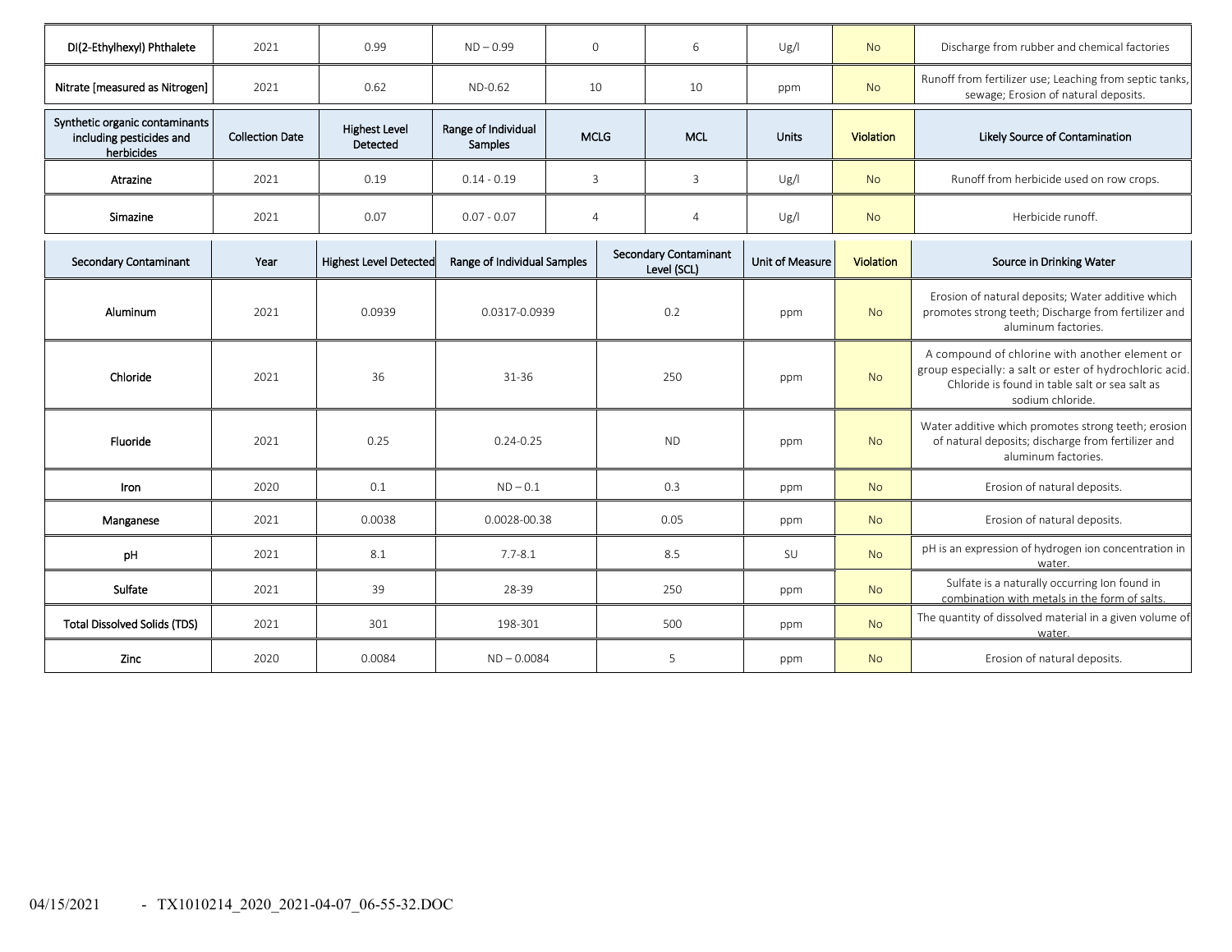| | | | | | | | | |
|---|---|---|---|---|---|---|---|---|
| DI(2-Ethylhexyl) Phthalete | 2021 | 0.99 | ND – 0.99 | 0 | 6 | Ug/l | No | Discharge from rubber and chemical factories |
| Nitrate [measured as Nitrogen] | 2021 | 0.62 | ND-0.62 | 10 | 10 | ppm | No | Runoff from fertilizer use; Leaching from septic tanks, sewage; Erosion of natural deposits. |

| Synthetic organic contaminants including pesticides and herbicides | Collection Date | Highest Level Detected | Range of Individual Samples | MCLG | MCL | Units | Violation | Likely Source of Contamination |
|---|---|---|---|---|---|---|---|---|
| Atrazine | 2021 | 0.19 | 0.14 - 0.19 | 3 | 3 | Ug/l | No | Runoff from herbicide used on row crops. |
| Simazine | 2021 | 0.07 | 0.07 - 0.07 | 4 | 4 | Ug/l | No | Herbicide runoff. |

| Secondary Contaminant | Year | Highest Level Detected | Range of Individual Samples | Secondary Contaminant Level (SCL) | Unit of Measure | Violation | Source in Drinking Water |
|---|---|---|---|---|---|---|---|
| Aluminum | 2021 | 0.0939 | 0.0317-0.0939 | 0.2 | ppm | No | Erosion of natural deposits; Water additive which promotes strong teeth; Discharge from fertilizer and aluminum factories. |
| Chloride | 2021 | 36 | 31-36 | 250 | ppm | No | A compound of chlorine with another element or group especially: a salt or ester of hydrochloric acid. Chloride is found in table salt or sea salt as sodium chloride. |
| Fluoride | 2021 | 0.25 | 0.24-0.25 | ND | ppm | No | Water additive which promotes strong teeth; erosion of natural deposits; discharge from fertilizer and aluminum factories. |
| Iron | 2020 | 0.1 | ND – 0.1 | 0.3 | ppm | No | Erosion of natural deposits. |
| Manganese | 2021 | 0.0038 | 0.0028-00.38 | 0.05 | ppm | No | Erosion of natural deposits. |
| pH | 2021 | 8.1 | 7.7-8.1 | 8.5 | SU | No | pH is an expression of hydrogen ion concentration in water. |
| Sulfate | 2021 | 39 | 28-39 | 250 | ppm | No | Sulfate is a naturally occurring Ion found in combination with metals in the form of salts. |
| Total Dissolved Solids (TDS) | 2021 | 301 | 198-301 | 500 | ppm | No | The quantity of dissolved material in a given volume of water. |
| Zinc | 2020 | 0.0084 | ND – 0.0084 | 5 | ppm | No | Erosion of natural deposits. |

04/15/2021 - TX1010214_2020_2021-04-07_06-55-32.DOC